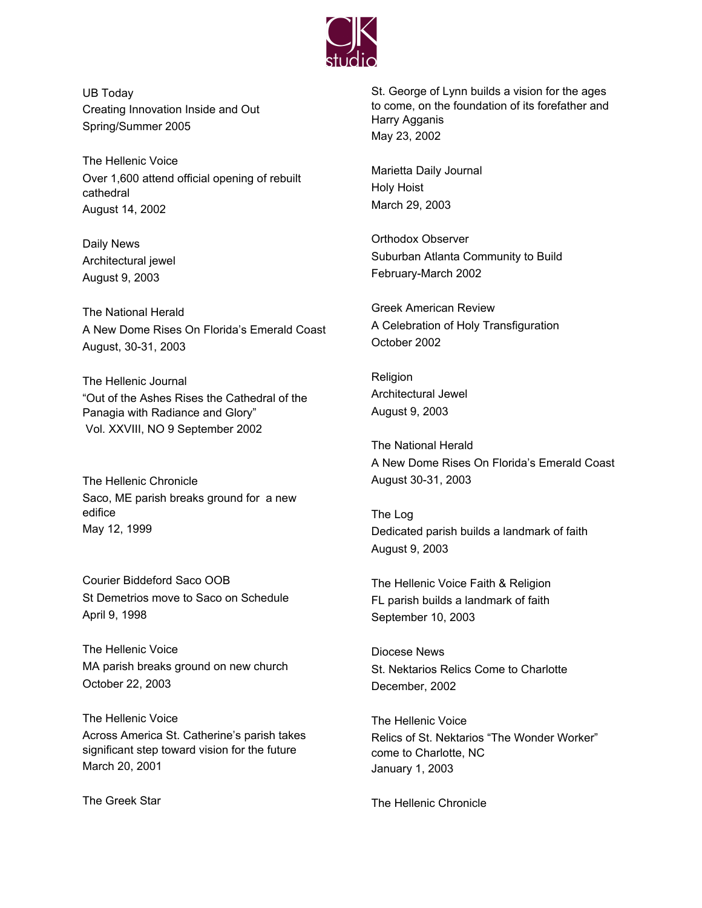CJK studio

UB Today
Creating Innovation Inside and Out
Spring/Summer 2005

The Hellenic Voice
Over 1,600 attend official opening of rebuilt cathedral
August 14, 2002

Daily News
Architectural jewel
August 9, 2003

The National Herald
A New Dome Rises On Florida's Emerald Coast
August, 30-31, 2003

The Hellenic Journal
"Out of the Ashes Rises the Cathedral of the Panagia with Radiance and Glory"
Vol. XXVIII, NO 9 September 2002

The Hellenic Chronicle
Saco, ME parish breaks ground for a new edifice
May 12, 1999

Courier Biddeford Saco OOB
St Demetrios move to Saco on Schedule
April 9, 1998

The Hellenic Voice
MA parish breaks ground on new church
October 22, 2003

The Hellenic Voice
Across America St. Catherine's parish takes significant step toward vision for the future
March 20, 2001

The Greek Star
St. George of Lynn builds a vision for the ages to come, on the foundation of its forefather and Harry Agganis
May 23, 2002

Marietta Daily Journal
Holy Hoist
March 29, 2003

Orthodox Observer
Suburban Atlanta Community to Build
February-March 2002

Greek American Review
A Celebration of Holy Transfiguration
October 2002

Religion
Architectural Jewel
August 9, 2003

The National Herald
A New Dome Rises On Florida's Emerald Coast
August 30-31, 2003

The Log
Dedicated parish builds a landmark of faith
August 9, 2003

The Hellenic Voice Faith & Religion
FL parish builds a landmark of faith
September 10, 2003

Diocese News
St. Nektarios Relics Come to Charlotte
December, 2002

The Hellenic Voice
Relics of St. Nektarios "The Wonder Worker" come to Charlotte, NC
January 1, 2003

The Hellenic Chronicle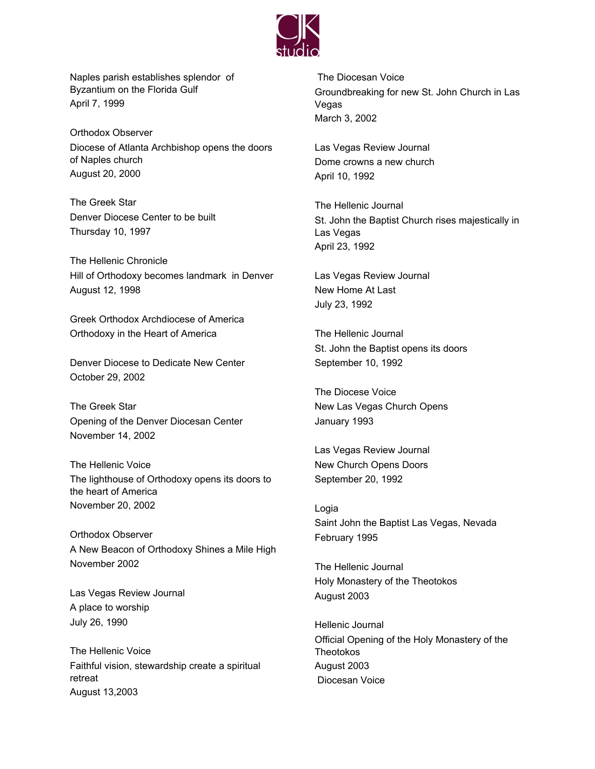Naples parish establishes splendor of Byzantium on the Florida Gulf
April 7, 1999

Orthodox Observer
Diocese of Atlanta Archbishop opens the doors of Naples church
August 20, 2000

The Greek Star
Denver Diocese Center to be built
Thursday 10, 1997

The Hellenic Chronicle
Hill of Orthodoxy becomes landmark in Denver
August 12, 1998

Greek Orthodox Archdiocese of America
Orthodoxy in the Heart of America

Denver Diocese to Dedicate New Center
October 29, 2002

The Greek Star
Opening of the Denver Diocesan Center
November 14, 2002

The Hellenic Voice
The lighthouse of Orthodoxy opens its doors to the heart of America
November 20, 2002

Orthodox Observer
A New Beacon of Orthodoxy Shines a Mile High
November 2002

Las Vegas Review Journal
A place to worship
July 26, 1990

The Hellenic Voice
Faithful vision, stewardship create a spiritual retreat
August 13,2003

The Diocesan Voice
Groundbreaking for new St. John Church in Las Vegas
March 3, 2002

Las Vegas Review Journal
Dome crowns a new church
April 10, 1992

The Hellenic Journal
St. John the Baptist Church rises majestically in Las Vegas
April 23, 1992

Las Vegas Review Journal
New Home At Last
July 23, 1992

The Hellenic Journal
St. John the Baptist opens its doors
September 10, 1992

The Diocese Voice
New Las Vegas Church Opens
January 1993

Las Vegas Review Journal
New Church Opens Doors
September 20, 1992

Logia
Saint John the Baptist Las Vegas, Nevada
February 1995

The Hellenic Journal
Holy Monastery of the Theotokos
August 2003

Hellenic Journal
Official Opening of the Holy Monastery of the Theotokos
August 2003

Diocesan Voice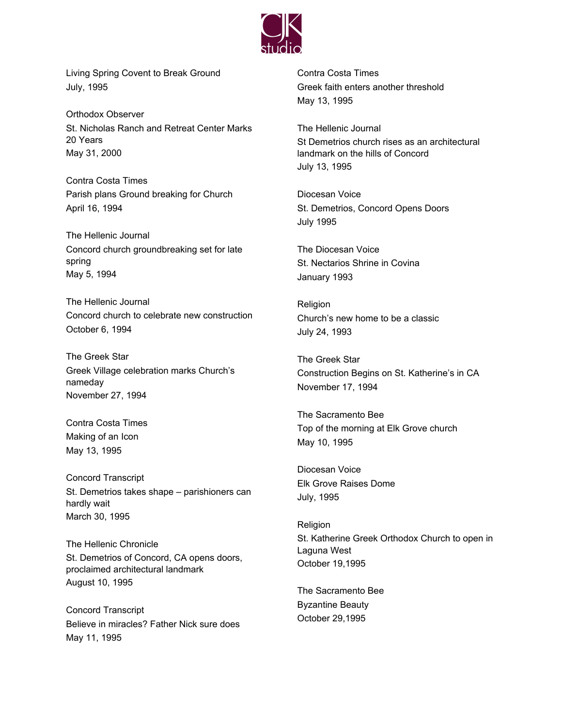Living Spring Covent to Break Ground
July, 1995

Orthodox Observer
St. Nicholas Ranch and Retreat Center Marks 20 Years
May 31, 2000

Contra Costa Times
Parish plans Ground breaking for Church
April 16, 1994

The Hellenic Journal
Concord church groundbreaking set for late spring
May 5, 1994

The Hellenic Journal
Concord church to celebrate new construction
October 6, 1994

The Greek Star
Greek Village celebration marks Church's nameday
November 27, 1994

Contra Costa Times
Making of an Icon
May 13, 1995

Concord Transcript
St. Demetrios takes shape – parishioners can hardly wait
March 30, 1995

The Hellenic Chronicle
St. Demetrios of Concord, CA opens doors, proclaimed architectural landmark
August 10, 1995

Concord Transcript
Believe in miracles? Father Nick sure does
May 11, 1995

Contra Costa Times
Greek faith enters another threshold
May 13, 1995

The Hellenic Journal
St Demetrios church rises as an architectural landmark on the hills of Concord
July 13, 1995

Diocesan Voice
St. Demetrios, Concord Opens Doors
July 1995

The Diocesan Voice
St. Nectarios Shrine in Covina
January 1993

Religion
Church's new home to be a classic
July 24, 1993

The Greek Star
Construction Begins on St. Katherine's in CA
November 17, 1994

The Sacramento Bee
Top of the morning at Elk Grove church
May 10, 1995

Diocesan Voice
Elk Grove Raises Dome
July, 1995

Religion
St. Katherine Greek Orthodox Church to open in Laguna West
October 19,1995

The Sacramento Bee
Byzantine Beauty
October 29,1995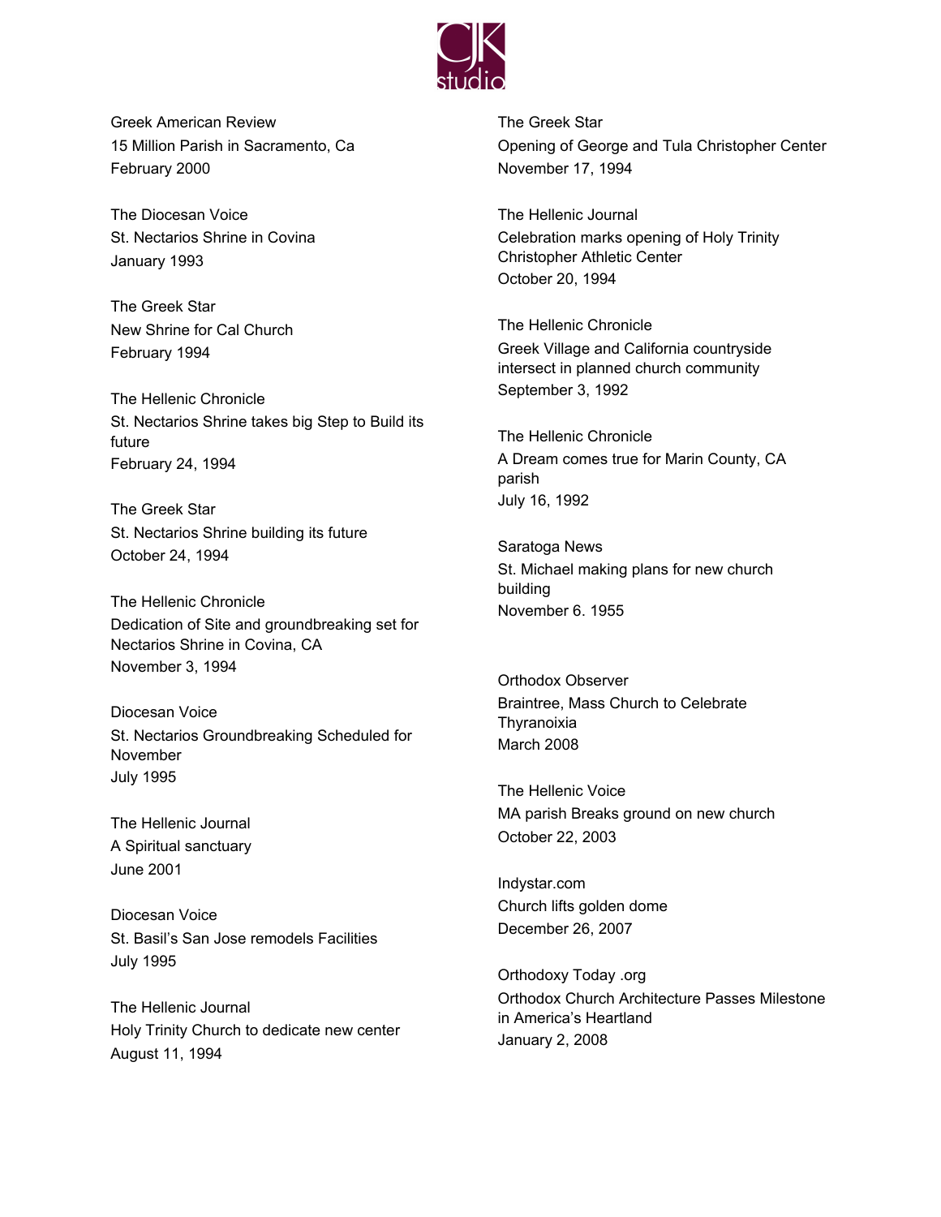Greek American Review
15 Million Parish in Sacramento, Ca
February 2000

The Diocesan Voice
St. Nectarios Shrine in Covina
January 1993

The Greek Star
New Shrine for Cal Church
February 1994

The Hellenic Chronicle
St. Nectarios Shrine takes big Step to Build its future
February 24, 1994

The Greek Star
St. Nectarios Shrine building its future
October 24, 1994

The Hellenic Chronicle
Dedication of Site and groundbreaking set for Nectarios Shrine in Covina, CA
November 3, 1994

Diocesan Voice
St. Nectarios Groundbreaking Scheduled for November
July 1995

The Hellenic Journal
A Spiritual sanctuary
June 2001

Diocesan Voice
St. Basil's San Jose remodels Facilities
July 1995

The Hellenic Journal
Holy Trinity Church to dedicate new center
August 11, 1994

The Greek Star
Opening of George and Tula Christopher Center
November 17, 1994

The Hellenic Journal
Celebration marks opening of Holy Trinity Christopher Athletic Center
October 20, 1994

The Hellenic Chronicle
Greek Village and California countryside intersect in planned church community
September 3, 1992

The Hellenic Chronicle
A Dream comes true for Marin County, CA parish
July 16, 1992

Saratoga News
St. Michael making plans for new church building
November 6. 1955

Orthodox Observer
Braintree, Mass Church to Celebrate Thyranoixia
March 2008

The Hellenic Voice
MA parish Breaks ground on new church
October 22, 2003

Indystar.com
Church lifts golden dome
December 26, 2007

Orthodoxy Today .org
Orthodox Church Architecture Passes Milestone in America's Heartland
January 2, 2008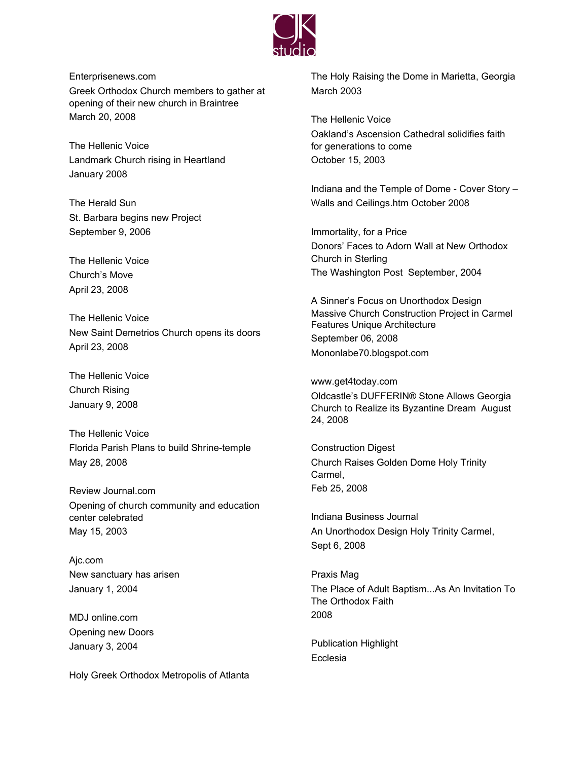Enterprisenews.com
Greek Orthodox Church members to gather at opening of their new church in Braintree
March 20, 2008

The Hellenic Voice
Landmark Church rising in Heartland
January 2008

The Herald Sun
St. Barbara begins new Project
September 9, 2006

The Hellenic Voice
Church's Move
April 23, 2008

The Hellenic Voice
New Saint Demetrios Church opens its doors
April 23, 2008

The Hellenic Voice
Church Rising
January 9, 2008

The Hellenic Voice
Florida Parish Plans to build Shrine-temple
May 28, 2008

Review Journal.com
Opening of church community and education center celebrated
May 15, 2003

Ajc.com
New sanctuary has arisen
January 1, 2004

MDJ online.com
Opening new Doors
January 3, 2004

Holy Greek Orthodox Metropolis of Atlanta
The Holy Raising the Dome in Marietta, Georgia
March 2003

The Hellenic Voice
Oakland's Ascension Cathedral solidifies faith for generations to come
October 15, 2003

Indiana and the Temple of Dome - Cover Story – Walls and Ceilings.htm October 2008

Immortality, for a Price
Donors' Faces to Adorn Wall at New Orthodox Church in Sterling
The Washington Post September, 2004

A Sinner's Focus on Unorthodox Design
Massive Church Construction Project in Carmel Features Unique Architecture
September 06, 2008
Mononlabe70.blogspot.com

www.get4today.com
Oldcastle's DUFFERIN® Stone Allows Georgia Church to Realize its Byzantine Dream August 24, 2008

Construction Digest
Church Raises Golden Dome Holy Trinity Carmel,
Feb 25, 2008

Indiana Business Journal
An Unorthodox Design Holy Trinity Carmel,
Sept 6, 2008

Praxis Mag
The Place of Adult Baptism...As An Invitation To The Orthodox Faith
2008

Publication Highlight
Ecclesia